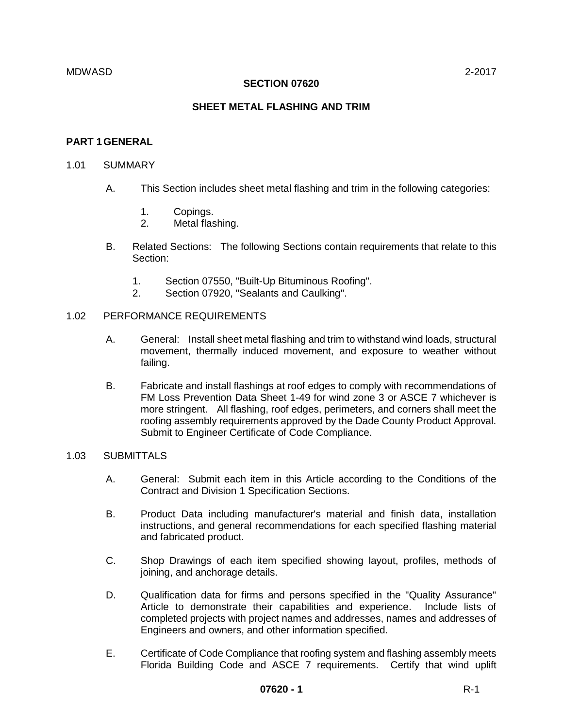# SECTION 07620

## SHEET METAL FLASHING AND TRIM

## PART 1 GENERAL

### 1.01 SUMMARY

A. This Section includes sheet metal flashing and trim in the following categories:

1. Copings.
2. Metal flashing.

B. Related Sections: The following Sections contain requirements that relate to this Section:

1. Section 07550, "Built-Up Bituminous Roofing".
2. Section 07920, "Sealants and Caulking".

### 1.02 PERFORMANCE REQUIREMENTS

A. General: Install sheet metal flashing and trim to withstand wind loads, structural movement, thermally induced movement, and exposure to weather without failing.

B. Fabricate and install flashings at roof edges to comply with recommendations of FM Loss Prevention Data Sheet 1-49 for wind zone 3 or ASCE 7 whichever is more stringent. All flashing, roof edges, perimeters, and corners shall meet the roofing assembly requirements approved by the Dade County Product Approval. Submit to Engineer Certificate of Code Compliance.

### 1.03 SUBMITTALS

A. General: Submit each item in this Article according to the Conditions of the Contract and Division 1 Specification Sections.

B. Product Data including manufacturer's material and finish data, installation instructions, and general recommendations for each specified flashing material and fabricated product.

C. Shop Drawings of each item specified showing layout, profiles, methods of joining, and anchorage details.

D. Qualification data for firms and persons specified in the "Quality Assurance" Article to demonstrate their capabilities and experience. Include lists of completed projects with project names and addresses, names and addresses of Engineers and owners, and other information specified.

E. Certificate of Code Compliance that roofing system and flashing assembly meets Florida Building Code and ASCE 7 requirements. Certify that wind uplift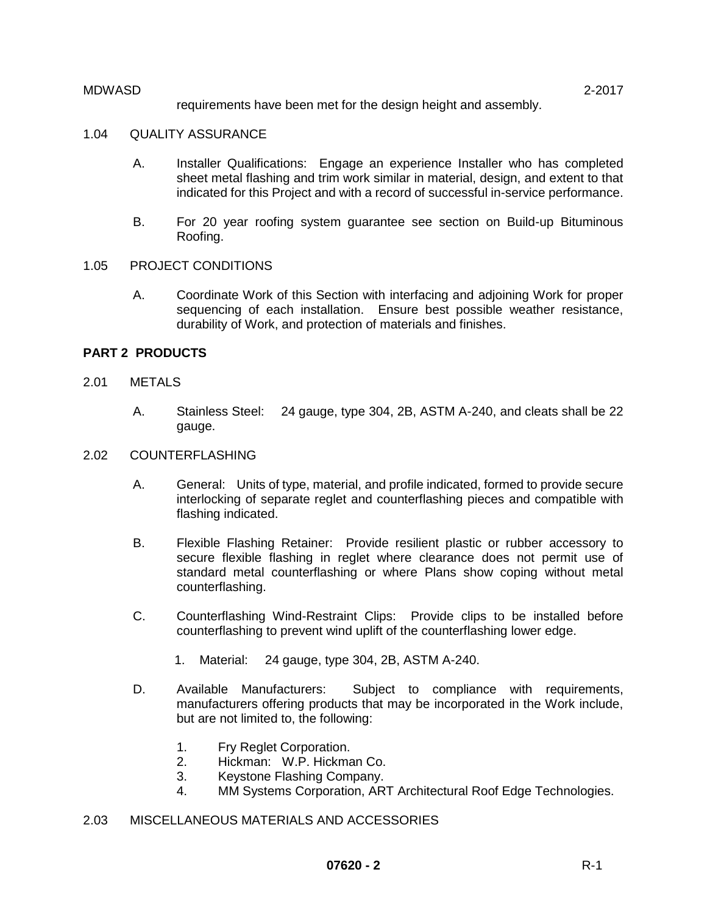requirements have been met for the design height and assembly.

1.04 QUALITY ASSURANCE

A. Installer Qualifications: Engage an experience Installer who has completed sheet metal flashing and trim work similar in material, design, and extent to that indicated for this Project and with a record of successful in-service performance.

B. For 20 year roofing system guarantee see section on Build-up Bituminous Roofing.

1.05 PROJECT CONDITIONS

A. Coordinate Work of this Section with interfacing and adjoining Work for proper sequencing of each installation. Ensure best possible weather resistance, durability of Work, and protection of materials and finishes.

## PART 2 PRODUCTS

2.01 METALS

A. Stainless Steel: 24 gauge, type 304, 2B, ASTM A-240, and cleats shall be 22 gauge.

2.02 COUNTERFLASHING

A. General: Units of type, material, and profile indicated, formed to provide secure interlocking of separate reglet and counterflashing pieces and compatible with flashing indicated.

B. Flexible Flashing Retainer: Provide resilient plastic or rubber accessory to secure flexible flashing in reglet where clearance does not permit use of standard metal counterflashing or where Plans show coping without metal counterflashing.

C. Counterflashing Wind-Restraint Clips: Provide clips to be installed before counterflashing to prevent wind uplift of the counterflashing lower edge.

1. Material: 24 gauge, type 304, 2B, ASTM A-240.

D. Available Manufacturers: Subject to compliance with requirements, manufacturers offering products that may be incorporated in the Work include, but are not limited to, the following:

1. Fry Reglet Corporation.
2. Hickman: W.P. Hickman Co.
3. Keystone Flashing Company.
4. MM Systems Corporation, ART Architectural Roof Edge Technologies.

2.03 MISCELLANEOUS MATERIALS AND ACCESSORIES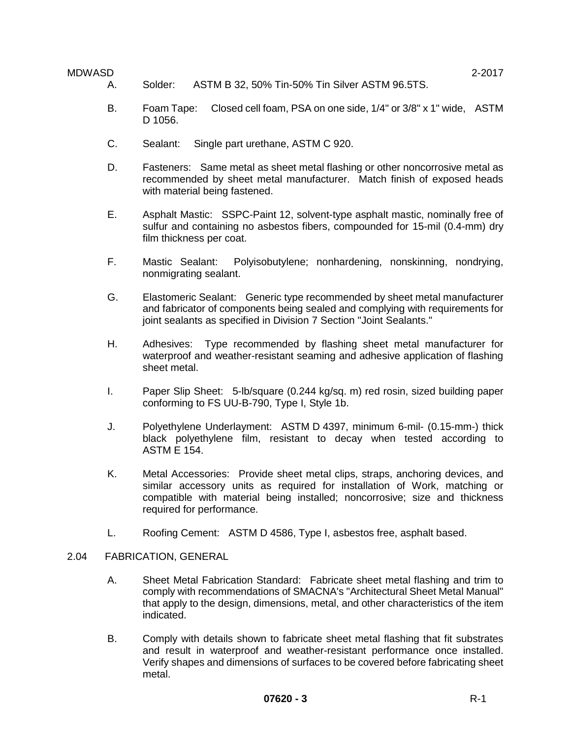A. Solder: ASTM B 32, 50% Tin-50% Tin Silver ASTM 96.5TS.

B. Foam Tape: Closed cell foam, PSA on one side, 1/4" or 3/8" x 1" wide, ASTM D 1056.

C. Sealant: Single part urethane, ASTM C 920.

D. Fasteners: Same metal as sheet metal flashing or other noncorrosive metal as recommended by sheet metal manufacturer. Match finish of exposed heads with material being fastened.

E. Asphalt Mastic: SSPC-Paint 12, solvent-type asphalt mastic, nominally free of sulfur and containing no asbestos fibers, compounded for 15-mil (0.4-mm) dry film thickness per coat.

F. Mastic Sealant: Polyisobutylene; nonhardening, nonskinning, nondrying, nonmigrating sealant.

G. Elastomeric Sealant: Generic type recommended by sheet metal manufacturer and fabricator of components being sealed and complying with requirements for joint sealants as specified in Division 7 Section "Joint Sealants."

H. Adhesives: Type recommended by flashing sheet metal manufacturer for waterproof and weather-resistant seaming and adhesive application of flashing sheet metal.

I. Paper Slip Sheet: 5-lb/square (0.244 kg/sq. m) red rosin, sized building paper conforming to FS UU-B-790, Type I, Style 1b.

J. Polyethylene Underlayment: ASTM D 4397, minimum 6-mil- (0.15-mm-) thick black polyethylene film, resistant to decay when tested according to ASTM E 154.

K. Metal Accessories: Provide sheet metal clips, straps, anchoring devices, and similar accessory units as required for installation of Work, matching or compatible with material being installed; noncorrosive; size and thickness required for performance.

L. Roofing Cement: ASTM D 4586, Type I, asbestos free, asphalt based.

## 2.04 FABRICATION, GENERAL

A. Sheet Metal Fabrication Standard: Fabricate sheet metal flashing and trim to comply with recommendations of SMACNA's "Architectural Sheet Metal Manual" that apply to the design, dimensions, metal, and other characteristics of the item indicated.

B. Comply with details shown to fabricate sheet metal flashing that fit substrates and result in waterproof and weather-resistant performance once installed. Verify shapes and dimensions of surfaces to be covered before fabricating sheet metal.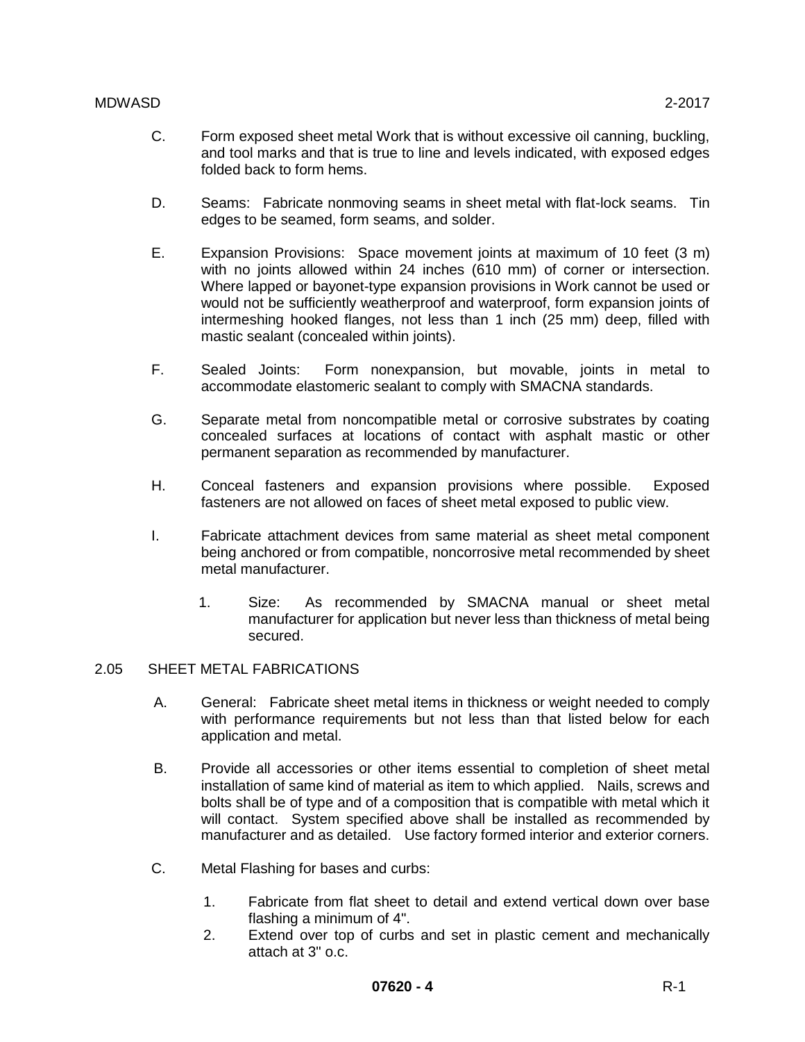C. Form exposed sheet metal Work that is without excessive oil canning, buckling, and tool marks and that is true to line and levels indicated, with exposed edges folded back to form hems.

D. Seams: Fabricate nonmoving seams in sheet metal with flat-lock seams. Tin edges to be seamed, form seams, and solder.

E. Expansion Provisions: Space movement joints at maximum of 10 feet (3 m) with no joints allowed within 24 inches (610 mm) of corner or intersection. Where lapped or bayonet-type expansion provisions in Work cannot be used or would not be sufficiently weatherproof and waterproof, form expansion joints of intermeshing hooked flanges, not less than 1 inch (25 mm) deep, filled with mastic sealant (concealed within joints).

F. Sealed Joints: Form nonexpansion, but movable, joints in metal to accommodate elastomeric sealant to comply with SMACNA standards.

G. Separate metal from noncompatible metal or corrosive substrates by coating concealed surfaces at locations of contact with asphalt mastic or other permanent separation as recommended by manufacturer.

H. Conceal fasteners and expansion provisions where possible. Exposed fasteners are not allowed on faces of sheet metal exposed to public view.

I. Fabricate attachment devices from same material as sheet metal component being anchored or from compatible, noncorrosive metal recommended by sheet metal manufacturer.

   1. Size: As recommended by SMACNA manual or sheet metal manufacturer for application but never less than thickness of metal being secured.

## 2.05 SHEET METAL FABRICATIONS

A. General: Fabricate sheet metal items in thickness or weight needed to comply with performance requirements but not less than that listed below for each application and metal.

B. Provide all accessories or other items essential to completion of sheet metal installation of same kind of material as item to which applied. Nails, screws and bolts shall be of type and of a composition that is compatible with metal which it will contact. System specified above shall be installed as recommended by manufacturer and as detailed. Use factory formed interior and exterior corners.

C. Metal Flashing for bases and curbs:

   1. Fabricate from flat sheet to detail and extend vertical down over base flashing a minimum of 4".
   2. Extend over top of curbs and set in plastic cement and mechanically attach at 3" o.c.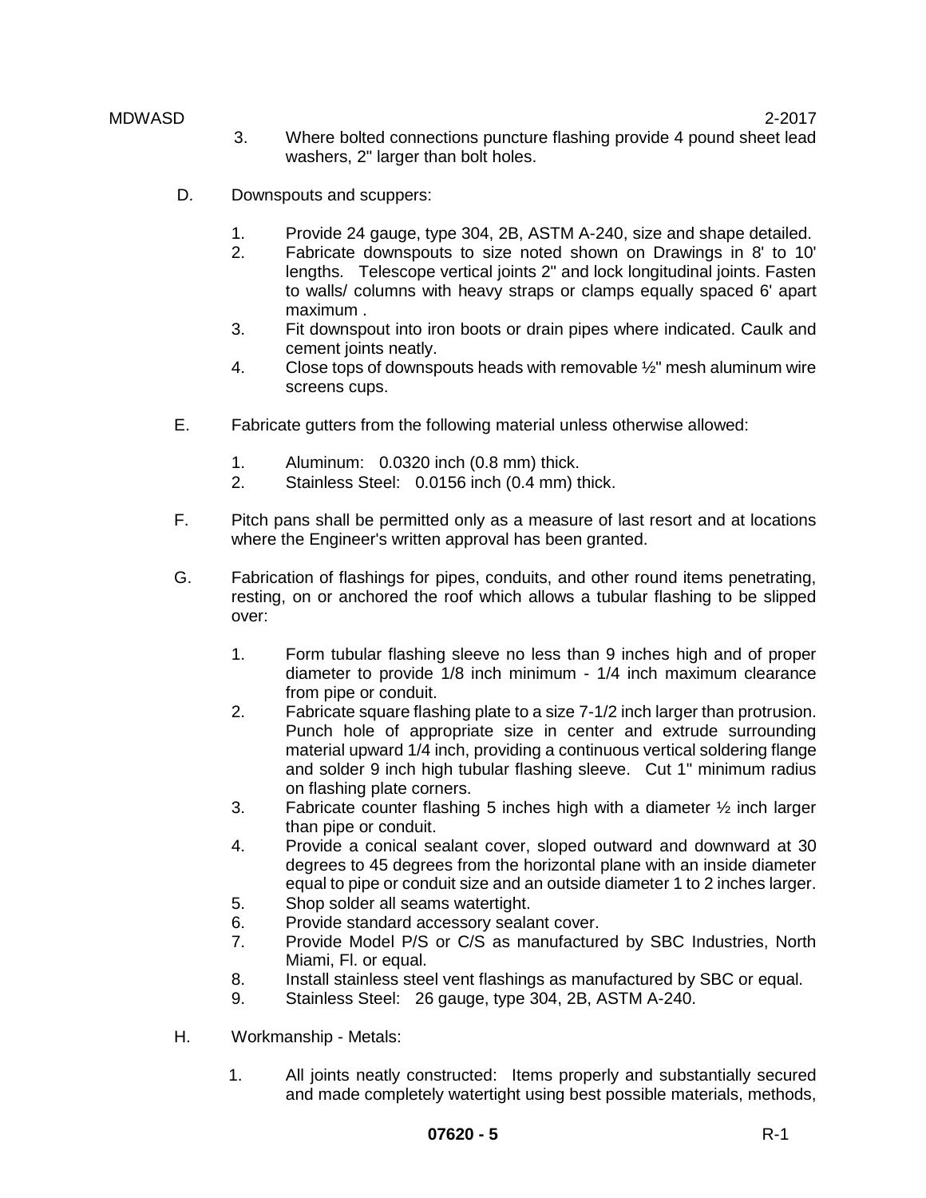3. Where bolted connections puncture flashing provide 4 pound sheet lead washers, 2" larger than bolt holes.

D. Downspouts and scuppers:

   1. Provide 24 gauge, type 304, 2B, ASTM A-240, size and shape detailed.
   2. Fabricate downspouts to size noted shown on Drawings in 8' to 10' lengths. Telescope vertical joints 2" and lock longitudinal joints. Fasten to walls/ columns with heavy straps or clamps equally spaced 6' apart maximum .
   3. Fit downspout into iron boots or drain pipes where indicated. Caulk and cement joints neatly.
   4. Close tops of downspouts heads with removable ½" mesh aluminum wire screens cups.

E. Fabricate gutters from the following material unless otherwise allowed:

   1. Aluminum: 0.0320 inch (0.8 mm) thick.
   2. Stainless Steel: 0.0156 inch (0.4 mm) thick.

F. Pitch pans shall be permitted only as a measure of last resort and at locations where the Engineer's written approval has been granted.

G. Fabrication of flashings for pipes, conduits, and other round items penetrating, resting, on or anchored the roof which allows a tubular flashing to be slipped over:

   1. Form tubular flashing sleeve no less than 9 inches high and of proper diameter to provide 1/8 inch minimum - 1/4 inch maximum clearance from pipe or conduit.
   2. Fabricate square flashing plate to a size 7-1/2 inch larger than protrusion. Punch hole of appropriate size in center and extrude surrounding material upward 1/4 inch, providing a continuous vertical soldering flange and solder 9 inch high tubular flashing sleeve. Cut 1" minimum radius on flashing plate corners.
   3. Fabricate counter flashing 5 inches high with a diameter ½ inch larger than pipe or conduit.
   4. Provide a conical sealant cover, sloped outward and downward at 30 degrees to 45 degrees from the horizontal plane with an inside diameter equal to pipe or conduit size and an outside diameter 1 to 2 inches larger.
   5. Shop solder all seams watertight.
   6. Provide standard accessory sealant cover.
   7. Provide Model P/S or C/S as manufactured by SBC Industries, North Miami, Fl. or equal.
   8. Install stainless steel vent flashings as manufactured by SBC or equal.
   9. Stainless Steel: 26 gauge, type 304, 2B, ASTM A-240.

H. Workmanship - Metals:

   1. All joints neatly constructed: Items properly and substantially secured and made completely watertight using best possible materials, methods,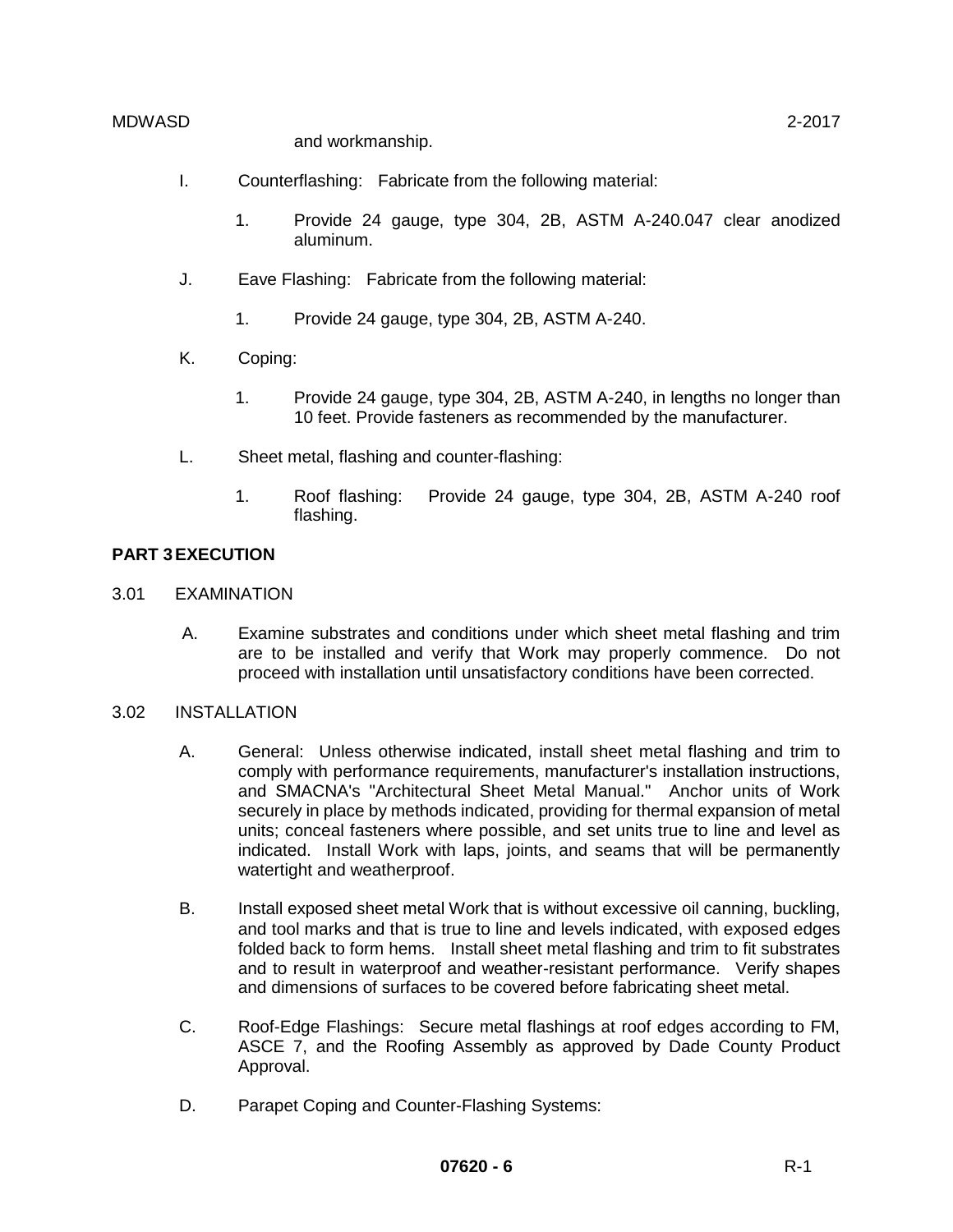and workmanship.

I. Counterflashing: Fabricate from the following material:

   1. Provide 24 gauge, type 304, 2B, ASTM A-240.047 clear anodized aluminum.

J. Eave Flashing: Fabricate from the following material:

   1. Provide 24 gauge, type 304, 2B, ASTM A-240.

K. Coping:

   1. Provide 24 gauge, type 304, 2B, ASTM A-240, in lengths no longer than 10 feet. Provide fasteners as recommended by the manufacturer.

L. Sheet metal, flashing and counter-flashing:

   1. Roof flashing: Provide 24 gauge, type 304, 2B, ASTM A-240 roof flashing.

## PART 3 EXECUTION

### 3.01 EXAMINATION

A. Examine substrates and conditions under which sheet metal flashing and trim are to be installed and verify that Work may properly commence. Do not proceed with installation until unsatisfactory conditions have been corrected.

### 3.02 INSTALLATION

A. General: Unless otherwise indicated, install sheet metal flashing and trim to comply with performance requirements, manufacturer's installation instructions, and SMACNA's "Architectural Sheet Metal Manual." Anchor units of Work securely in place by methods indicated, providing for thermal expansion of metal units; conceal fasteners where possible, and set units true to line and level as indicated. Install Work with laps, joints, and seams that will be permanently watertight and weatherproof.

B. Install exposed sheet metal Work that is without excessive oil canning, buckling, and tool marks and that is true to line and levels indicated, with exposed edges folded back to form hems. Install sheet metal flashing and trim to fit substrates and to result in waterproof and weather-resistant performance. Verify shapes and dimensions of surfaces to be covered before fabricating sheet metal.

C. Roof-Edge Flashings: Secure metal flashings at roof edges according to FM, ASCE 7, and the Roofing Assembly as approved by Dade County Product Approval.

D. Parapet Coping and Counter-Flashing Systems: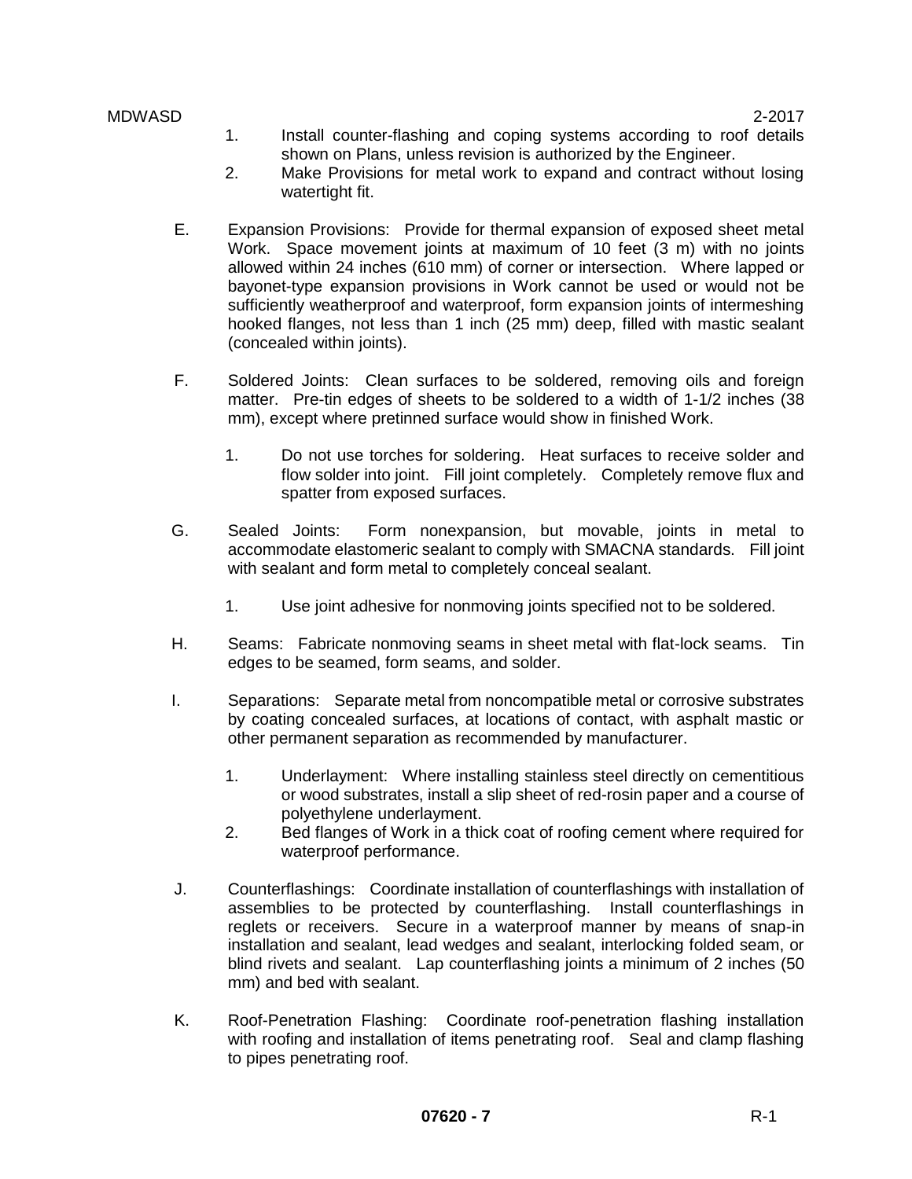1. Install counter-flashing and coping systems according to roof details shown on Plans, unless revision is authorized by the Engineer.
2. Make Provisions for metal work to expand and contract without losing watertight fit.

E. Expansion Provisions: Provide for thermal expansion of exposed sheet metal Work. Space movement joints at maximum of 10 feet (3 m) with no joints allowed within 24 inches (610 mm) of corner or intersection. Where lapped or bayonet-type expansion provisions in Work cannot be used or would not be sufficiently weatherproof and waterproof, form expansion joints of intermeshing hooked flanges, not less than 1 inch (25 mm) deep, filled with mastic sealant (concealed within joints).

F. Soldered Joints: Clean surfaces to be soldered, removing oils and foreign matter. Pre-tin edges of sheets to be soldered to a width of 1-1/2 inches (38 mm), except where pretinned surface would show in finished Work.

   1. Do not use torches for soldering. Heat surfaces to receive solder and flow solder into joint. Fill joint completely. Completely remove flux and spatter from exposed surfaces.

G. Sealed Joints: Form nonexpansion, but movable, joints in metal to accommodate elastomeric sealant to comply with SMACNA standards. Fill joint with sealant and form metal to completely conceal sealant.

   1. Use joint adhesive for nonmoving joints specified not to be soldered.

H. Seams: Fabricate nonmoving seams in sheet metal with flat-lock seams. Tin edges to be seamed, form seams, and solder.

I. Separations: Separate metal from noncompatible metal or corrosive substrates by coating concealed surfaces, at locations of contact, with asphalt mastic or other permanent separation as recommended by manufacturer.

   1. Underlayment: Where installing stainless steel directly on cementitious or wood substrates, install a slip sheet of red-rosin paper and a course of polyethylene underlayment.
   2. Bed flanges of Work in a thick coat of roofing cement where required for waterproof performance.

J. Counterflashings: Coordinate installation of counterflashings with installation of assemblies to be protected by counterflashing. Install counterflashings in reglets or receivers. Secure in a waterproof manner by means of snap-in installation and sealant, lead wedges and sealant, interlocking folded seam, or blind rivets and sealant. Lap counterflashing joints a minimum of 2 inches (50 mm) and bed with sealant.

K. Roof-Penetration Flashing: Coordinate roof-penetration flashing installation with roofing and installation of items penetrating roof. Seal and clamp flashing to pipes penetrating roof.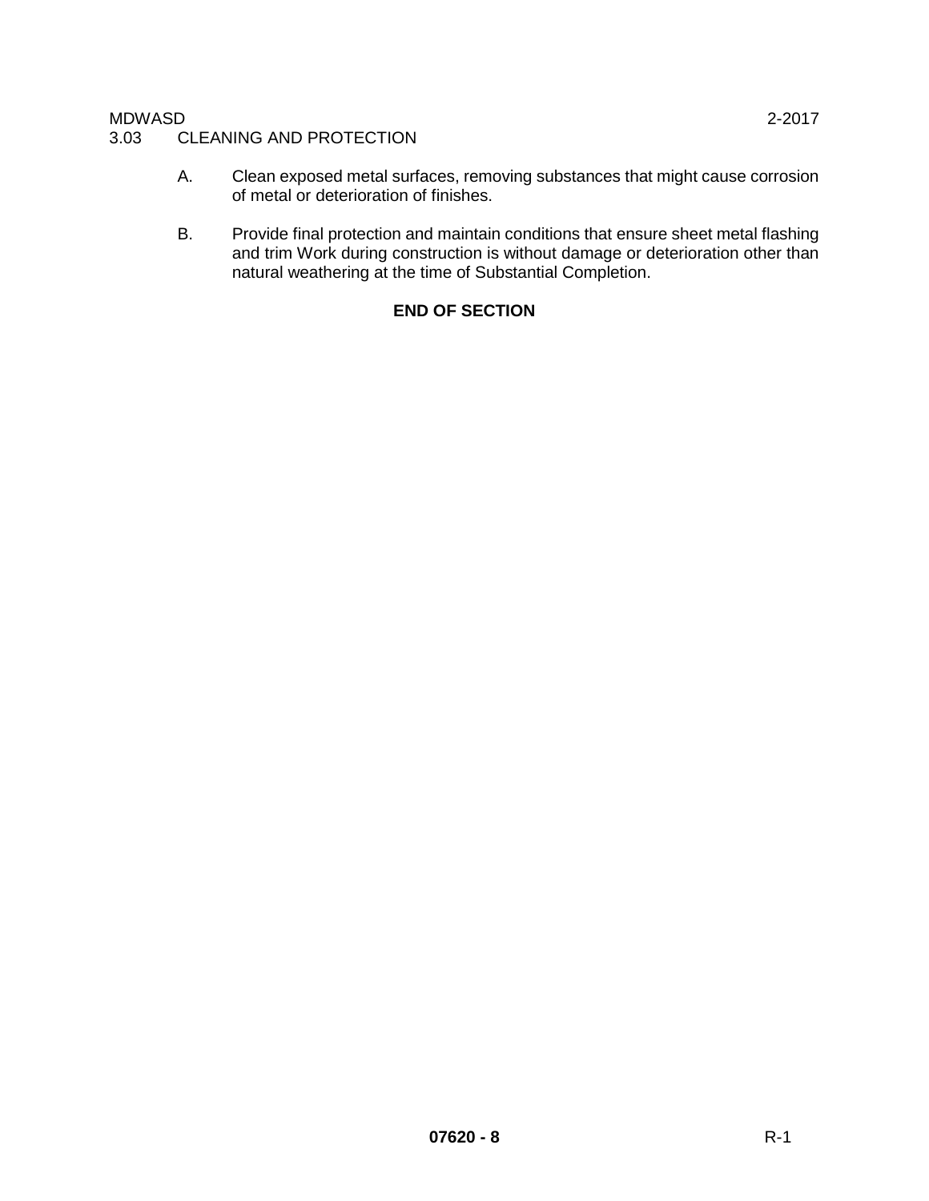## 3.03 CLEANING AND PROTECTION

A. Clean exposed metal surfaces, removing substances that might cause corrosion of metal or deterioration of finishes.

B. Provide final protection and maintain conditions that ensure sheet metal flashing and trim Work during construction is without damage or deterioration other than natural weathering at the time of Substantial Completion.

**END OF SECTION**